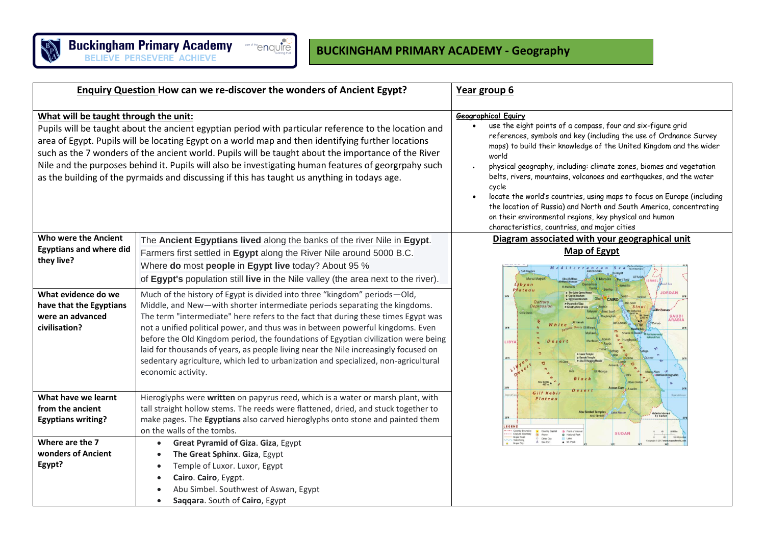**Buckingham Primary Academy**
BELIEVE PERSEVERE ACHIEVE

# BUCKINGHAM PRIMARY ACADEMY - Geography

## Enquiry Question How can we re-discover the wonders of Ancient Egypt?

**Year group 6**

**What will be taught through the unit:**

Pupils will be taught about the ancient egyptian period with particular reference to the location and area of Egypt. Pupils will be locating Egypt on a world map and then identifying further locations such as the 7 wonders of the ancient world. Pupils will be taught about the importance of the River Nile and the purposes behind it. Pupils will also be investigating human features of georgrpahy such as the building of the pyrmaids and discussing if this has taught us anything in todays age.

**Geographical Equiry**

- use the eight points of a compass, four and six-figure grid references, symbols and key (including the use of Ordnance Survey maps) to build their knowledge of the United Kingdom and the wider world
- physical geography, including: climate zones, biomes and vegetation belts, rivers, mountains, volcanoes and earthquakes, and the water cycle
- locate the world's countries, using maps to focus on Europe (including the location of Russia) and North and South America, concentrating on their environmental regions, key physical and human characteristics, countries, and major cities

| | |
|---|---|
| **Who were the Ancient Egyptians and where did they live?** | The **Ancient Egyptians lived** along the banks of the river Nile in **Egypt**. Farmers first settled in **Egypt** along the River Nile around 5000 B.C. Where **do** most **people** in **Egypt live** today? About 95 % of **Egypt's** population still **live** in the Nile valley (the area next to the river). |
| **What evidence do we have that the Egyptians were an advanced civilisation?** | Much of the history of Egypt is divided into three "kingdom" periods—Old, Middle, and New—with shorter intermediate periods separating the kingdoms. The term "intermediate" here refers to the fact that during these times Egypt was not a unified political power, and thus was in between powerful kingdoms. Even before the Old Kingdom period, the foundations of Egyptian civilization were being laid for thousands of years, as people living near the Nile increasingly focused on sedentary agriculture, which led to urbanization and specialized, non-agricultural economic activity. |
| **What have we learnt from the ancient Egyptians writing?** | Hieroglyphs were **written** on papyrus reed, which is a water or marsh plant, with tall straight hollow stems. The reeds were flattened, dried, and stuck together to make pages. The **Egyptians** also carved hieroglyphs onto stone and painted them on the walls of the tombs. |
| **Where are the 7 wonders of Ancient Egypt?** | • **Great Pyramid of Giza**. **Giza**, Egypt<br>• **The Great Sphinx**. **Giza**, Egypt<br>• Temple of Luxor. Luxor, Egypt<br>• **Cairo**. **Cairo**, Eygpt.<br>• Abu Simbel. Southwest of Aswan, Egypt<br>• **Saqqara**. South of **Cairo**, Egypt |

**Diagram associated with your geographical unit**

**Map of Egypt**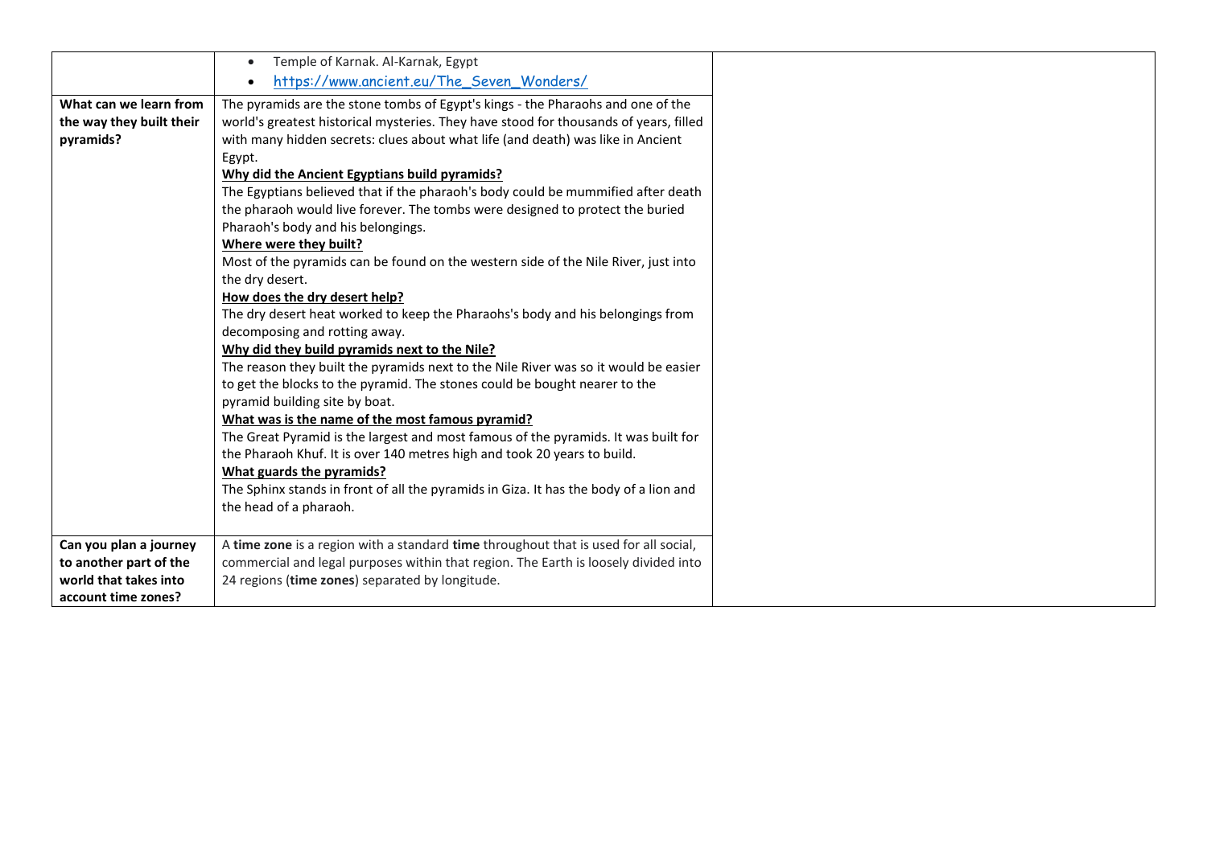| | | |
|---|---|---|
| | • Temple of Karnak. Al-Karnak, Egypt<br>• https://www.ancient.eu/The_Seven_Wonders/ | |
| **What can we learn from the way they built their pyramids?** | The pyramids are the stone tombs of Egypt's kings - the Pharaohs and one of the world's greatest historical mysteries. They have stood for thousands of years, filled with many hidden secrets: clues about what life (and death) was like in Ancient Egypt.<br>**Why did the Ancient Egyptians build pyramids?**<br>The Egyptians believed that if the pharaoh's body could be mummified after death the pharaoh would live forever. The tombs were designed to protect the buried Pharaoh's body and his belongings.<br>**Where were they built?**<br>Most of the pyramids can be found on the western side of the Nile River, just into the dry desert.<br>**How does the dry desert help?**<br>The dry desert heat worked to keep the Pharaohs's body and his belongings from decomposing and rotting away.<br>**Why did they build pyramids next to the Nile?**<br>The reason they built the pyramids next to the Nile River was so it would be easier to get the blocks to the pyramid. The stones could be bought nearer to the pyramid building site by boat.<br>**What was is the name of the most famous pyramid?**<br>The Great Pyramid is the largest and most famous of the pyramids. It was built for the Pharaoh Khuf. It is over 140 metres high and took 20 years to build.<br>**What guards the pyramids?**<br>The Sphinx stands in front of all the pyramids in Giza. It has the body of a lion and the head of a pharaoh. | |
| **Can you plan a journey to another part of the world that takes into account time zones?** | A **time zone** is a region with a standard **time** throughout that is used for all social, commercial and legal purposes within that region. The Earth is loosely divided into 24 regions (**time zones**) separated by longitude. | |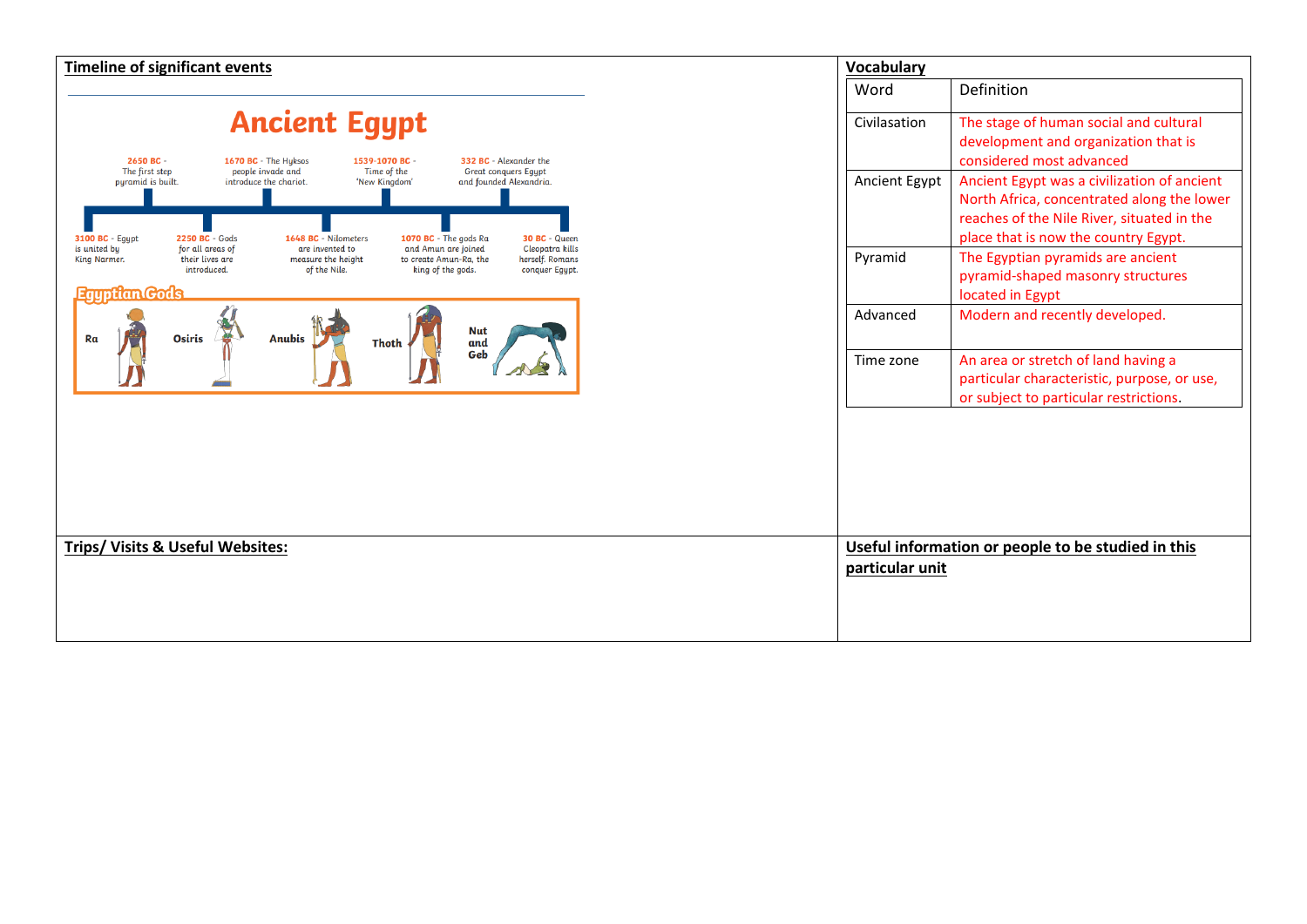**Timeline of significant events**

## Ancient Egypt

3100 BC - Egypt is united by King Narmer.

2650 BC - The first step pyramid is built.

2250 BC - Gods for all areas of their lives are introduced.

1670 BC - The Hyksos people invade and introduce the chariot.

1648 BC - Nilometers are invented to measure the height of the Nile.

1539-1070 BC - Time of the 'New Kingdom'

1070 BC - The gods Ra and Amun are joined to create Amun-Ra, the king of the gods.

332 BC - Alexander the Great conquers Egypt and founded Alexandria.

30 BC - Queen Cleopatra kills herself. Romans conquer Egypt.

**Egyptian Gods**

Ra

Osiris

Anubis

Thoth

Nut and Geb

**Vocabulary**

| Word | Definition |
|---|---|
| Civilasation | The stage of human social and cultural development and organization that is considered most advanced |
| Ancient Egypt | Ancient Egypt was a civilization of ancient North Africa, concentrated along the lower reaches of the Nile River, situated in the place that is now the country Egypt. |
| Pyramid | The Egyptian pyramids are ancient pyramid-shaped masonry structures located in Egypt |
| Advanced | Modern and recently developed. |
| Time zone | An area or stretch of land having a particular characteristic, purpose, or use, or subject to particular restrictions. |

**Trips/ Visits & Useful Websites:**

**Useful information or people to be studied in this particular unit**